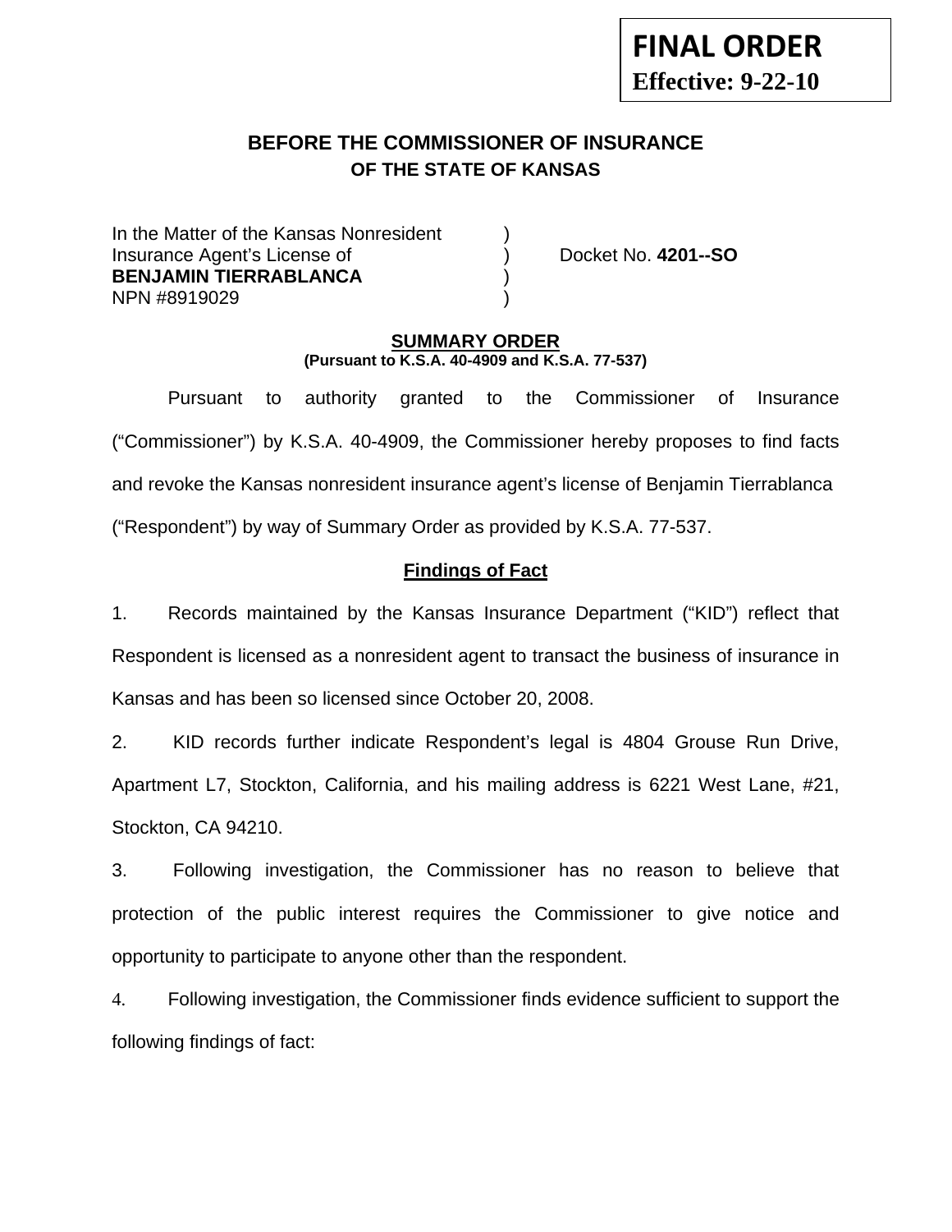**FINAL ORDER**
**Effective: 9-22-10**

## BEFORE THE COMMISSIONER OF INSURANCE
### OF THE STATE OF KANSAS

In the Matter of the Kansas Nonresident )
Insurance Agent's License of ) Docket No. **4201--SO**
**BENJAMIN TIERRABLANCA** )
NPN #8919029 )

**SUMMARY ORDER**
**(Pursuant to K.S.A. 40-4909 and K.S.A. 77-537)**

Pursuant to authority granted to the Commissioner of Insurance ("Commissioner") by K.S.A. 40-4909, the Commissioner hereby proposes to find facts and revoke the Kansas nonresident insurance agent's license of Benjamin Tierrablanca ("Respondent") by way of Summary Order as provided by K.S.A. 77-537.

**Findings of Fact**

1. Records maintained by the Kansas Insurance Department ("KID") reflect that Respondent is licensed as a nonresident agent to transact the business of insurance in Kansas and has been so licensed since October 20, 2008.

2. KID records further indicate Respondent's legal is 4804 Grouse Run Drive, Apartment L7, Stockton, California, and his mailing address is 6221 West Lane, #21, Stockton, CA 94210.

3. Following investigation, the Commissioner has no reason to believe that protection of the public interest requires the Commissioner to give notice and opportunity to participate to anyone other than the respondent.

4. Following investigation, the Commissioner finds evidence sufficient to support the following findings of fact: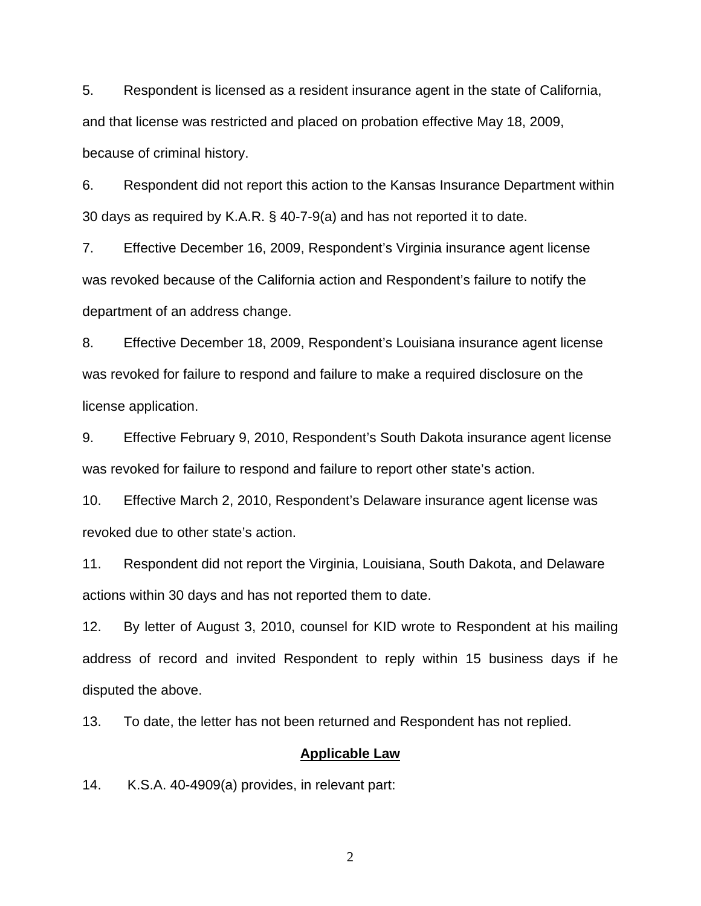5. Respondent is licensed as a resident insurance agent in the state of California, and that license was restricted and placed on probation effective May 18, 2009, because of criminal history.

6. Respondent did not report this action to the Kansas Insurance Department within 30 days as required by K.A.R. § 40-7-9(a) and has not reported it to date.

7. Effective December 16, 2009, Respondent's Virginia insurance agent license was revoked because of the California action and Respondent's failure to notify the department of an address change.

8. Effective December 18, 2009, Respondent's Louisiana insurance agent license was revoked for failure to respond and failure to make a required disclosure on the license application.

9. Effective February 9, 2010, Respondent's South Dakota insurance agent license was revoked for failure to respond and failure to report other state's action.

10. Effective March 2, 2010, Respondent's Delaware insurance agent license was revoked due to other state's action.

11. Respondent did not report the Virginia, Louisiana, South Dakota, and Delaware actions within 30 days and has not reported them to date.

12. By letter of August 3, 2010, counsel for KID wrote to Respondent at his mailing address of record and invited Respondent to reply within 15 business days if he disputed the above.

13. To date, the letter has not been returned and Respondent has not replied.

## Applicable Law

14. K.S.A. 40-4909(a) provides, in relevant part: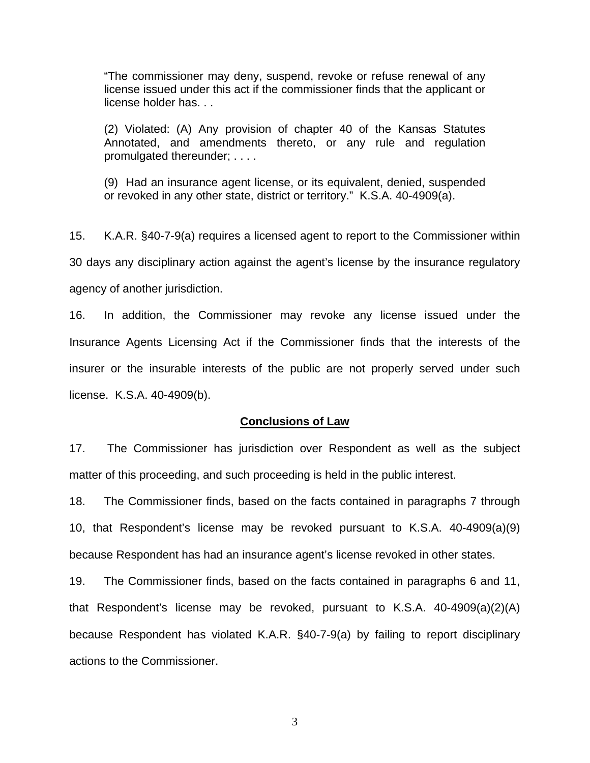> "The commissioner may deny, suspend, revoke or refuse renewal of any license issued under this act if the commissioner finds that the applicant or license holder has. . .
>
> (2) Violated: (A) Any provision of chapter 40 of the Kansas Statutes Annotated, and amendments thereto, or any rule and regulation promulgated thereunder; . . . .
>
> (9) Had an insurance agent license, or its equivalent, denied, suspended or revoked in any other state, district or territory." K.S.A. 40-4909(a).

15. K.A.R. §40-7-9(a) requires a licensed agent to report to the Commissioner within 30 days any disciplinary action against the agent's license by the insurance regulatory agency of another jurisdiction.

16. In addition, the Commissioner may revoke any license issued under the Insurance Agents Licensing Act if the Commissioner finds that the interests of the insurer or the insurable interests of the public are not properly served under such license. K.S.A. 40-4909(b).

## Conclusions of Law

17. The Commissioner has jurisdiction over Respondent as well as the subject matter of this proceeding, and such proceeding is held in the public interest.

18. The Commissioner finds, based on the facts contained in paragraphs 7 through 10, that Respondent's license may be revoked pursuant to K.S.A. 40-4909(a)(9) because Respondent has had an insurance agent's license revoked in other states.

19. The Commissioner finds, based on the facts contained in paragraphs 6 and 11, that Respondent's license may be revoked, pursuant to K.S.A. 40-4909(a)(2)(A) because Respondent has violated K.A.R. §40-7-9(a) by failing to report disciplinary actions to the Commissioner.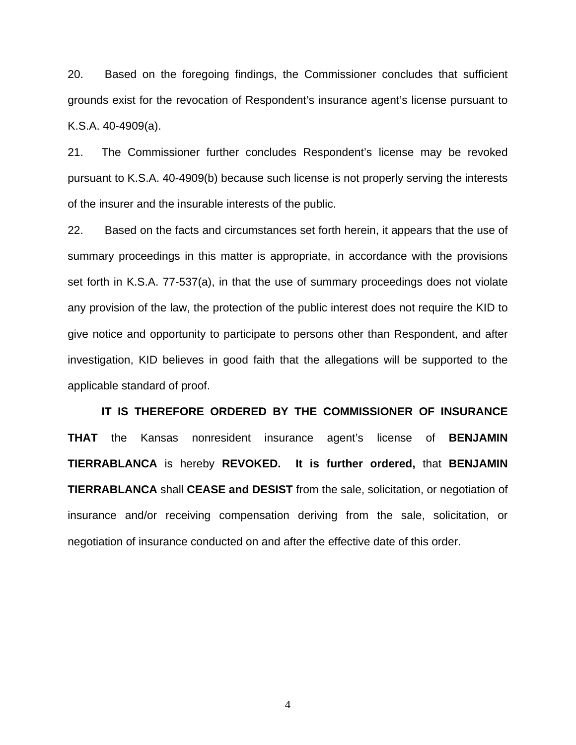20. Based on the foregoing findings, the Commissioner concludes that sufficient grounds exist for the revocation of Respondent's insurance agent's license pursuant to K.S.A. 40-4909(a).

21. The Commissioner further concludes Respondent's license may be revoked pursuant to K.S.A. 40-4909(b) because such license is not properly serving the interests of the insurer and the insurable interests of the public.

22. Based on the facts and circumstances set forth herein, it appears that the use of summary proceedings in this matter is appropriate, in accordance with the provisions set forth in K.S.A. 77-537(a), in that the use of summary proceedings does not violate any provision of the law, the protection of the public interest does not require the KID to give notice and opportunity to participate to persons other than Respondent, and after investigation, KID believes in good faith that the allegations will be supported to the applicable standard of proof.

**IT IS THEREFORE ORDERED BY THE COMMISSIONER OF INSURANCE THAT** the Kansas nonresident insurance agent's license of **BENJAMIN TIERRABLANCA** is hereby **REVOKED. It is further ordered,** that **BENJAMIN TIERRABLANCA** shall **CEASE and DESIST** from the sale, solicitation, or negotiation of insurance and/or receiving compensation deriving from the sale, solicitation, or negotiation of insurance conducted on and after the effective date of this order.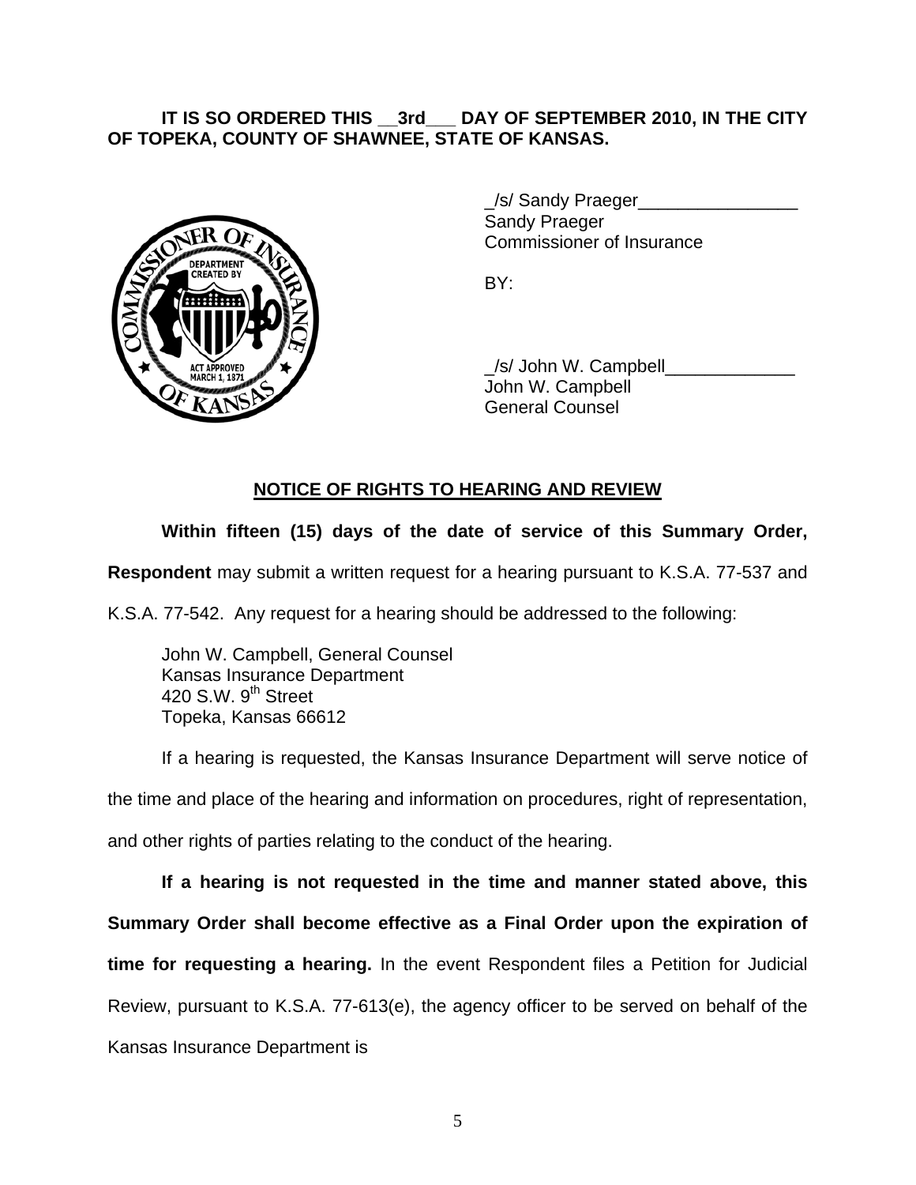**IT IS SO ORDERED THIS __3rd___ DAY OF SEPTEMBER 2010, IN THE CITY OF TOPEKA, COUNTY OF SHAWNEE, STATE OF KANSAS.**

_/s/ Sandy Praeger________________
Sandy Praeger
Commissioner of Insurance

BY:

_/s/ John W. Campbell_____________
John W. Campbell
General Counsel

## NOTICE OF RIGHTS TO HEARING AND REVIEW

**Within fifteen (15) days of the date of service of this Summary Order, Respondent** may submit a written request for a hearing pursuant to K.S.A. 77-537 and K.S.A. 77-542. Any request for a hearing should be addressed to the following:

John W. Campbell, General Counsel
Kansas Insurance Department
420 S.W. 9th Street
Topeka, Kansas 66612

If a hearing is requested, the Kansas Insurance Department will serve notice of the time and place of the hearing and information on procedures, right of representation, and other rights of parties relating to the conduct of the hearing.

**If a hearing is not requested in the time and manner stated above, this Summary Order shall become effective as a Final Order upon the expiration of time for requesting a hearing.** In the event Respondent files a Petition for Judicial Review, pursuant to K.S.A. 77-613(e), the agency officer to be served on behalf of the Kansas Insurance Department is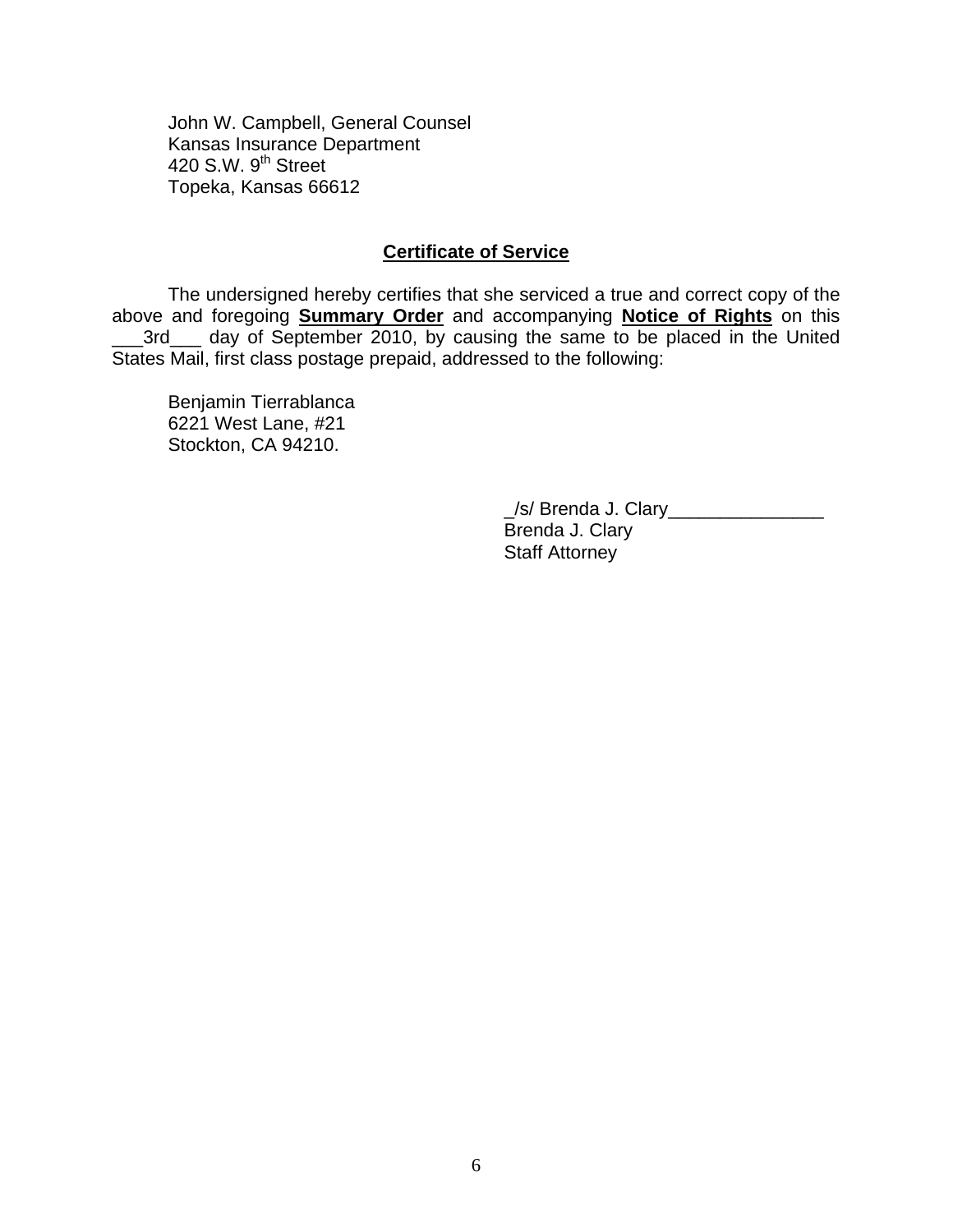John W. Campbell, General Counsel
Kansas Insurance Department
420 S.W. 9th Street
Topeka, Kansas 66612

**Certificate of Service**

The undersigned hereby certifies that she serviced a true and correct copy of the above and foregoing **Summary Order** and accompanying **Notice of Rights** on this ___3rd___ day of September 2010, by causing the same to be placed in the United States Mail, first class postage prepaid, addressed to the following:

Benjamin Tierrablanca
6221 West Lane, #21
Stockton, CA 94210.

_/s/ Brenda J. Clary_______________
Brenda J. Clary
Staff Attorney